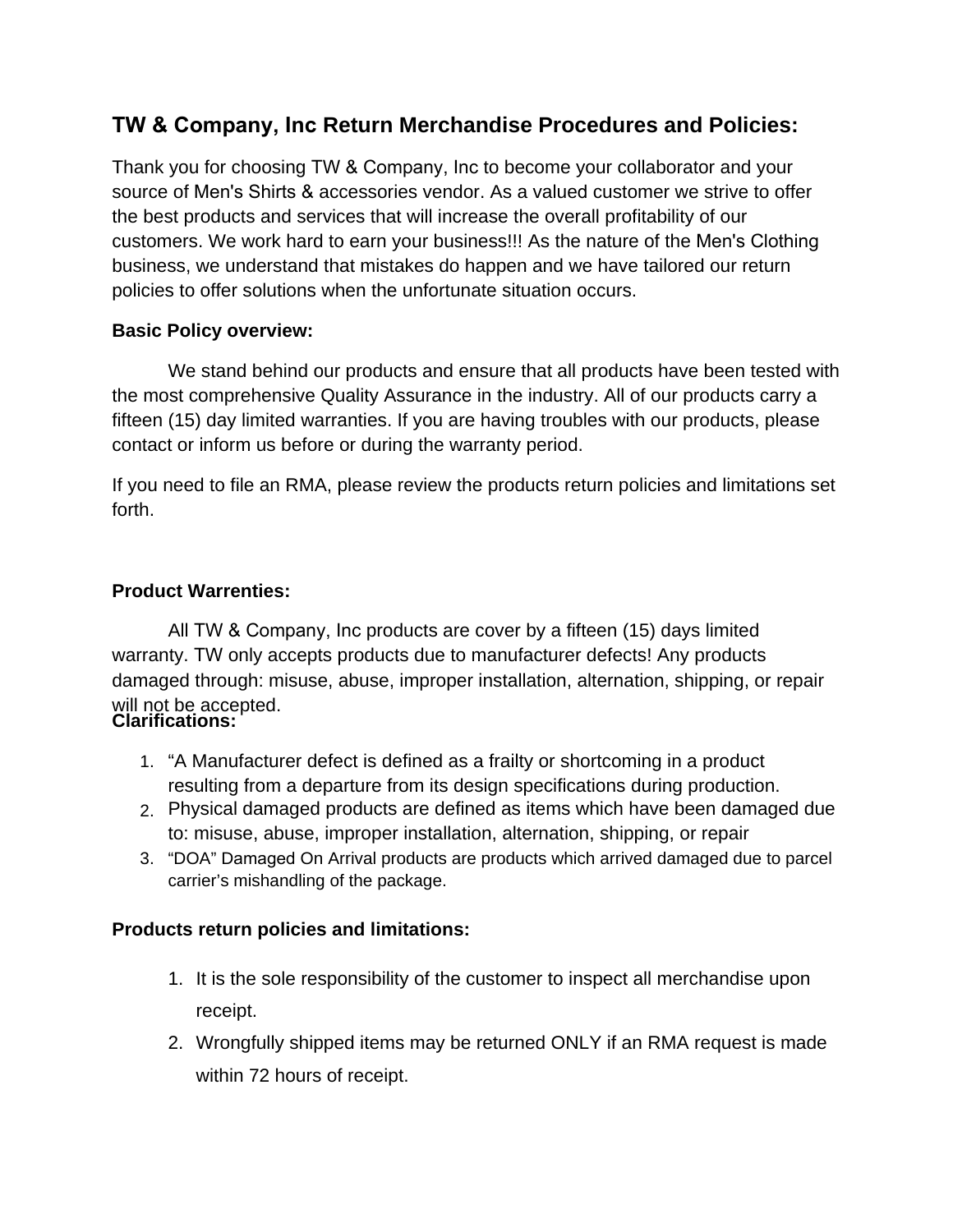## TW & Company, Inc Return Merchandise Procedures and Policies:

Thank you for choosing TW & Company, Inc to become your collaborator and your source of Men's Shirts & accessories vendor. As a valued customer we strive to offer the best products and services that will increase the overall profitability of our customers. We work hard to earn your business!!! As the nature of the Men's Clothing business, we understand that mistakes do happen and we have tailored our return policies to offer solutions when the unfortunate situation occurs.

**Basic Policy overview:**

We stand behind our products and ensure that all products have been tested with the most comprehensive Quality Assurance in the industry. All of our products carry a fifteen (15) day limited warranties. If you are having troubles with our products, please contact or inform us before or during the warranty period.

If you need to file an RMA, please review the products return policies and limitations set forth.

**Product Warrenties:**

All TW & Company, Inc products are cover by a fifteen (15) days limited warranty. TW only accepts products due to manufacturer defects! Any products damaged through: misuse, abuse, improper installation, alternation, shipping, or repair will not be accepted.

**Clarifications:**

1. "A Manufacturer defect is defined as a frailty or shortcoming in a product resulting from a departure from its design specifications during production.
2. Physical damaged products are defined as items which have been damaged due to: misuse, abuse, improper installation, alternation, shipping, or repair
3. "DOA" Damaged On Arrival products are products which arrived damaged due to parcel carrier's mishandling of the package.

**Products return policies and limitations:**

1. It is the sole responsibility of the customer to inspect all merchandise upon receipt.
2. Wrongfully shipped items may be returned ONLY if an RMA request is made within 72 hours of receipt.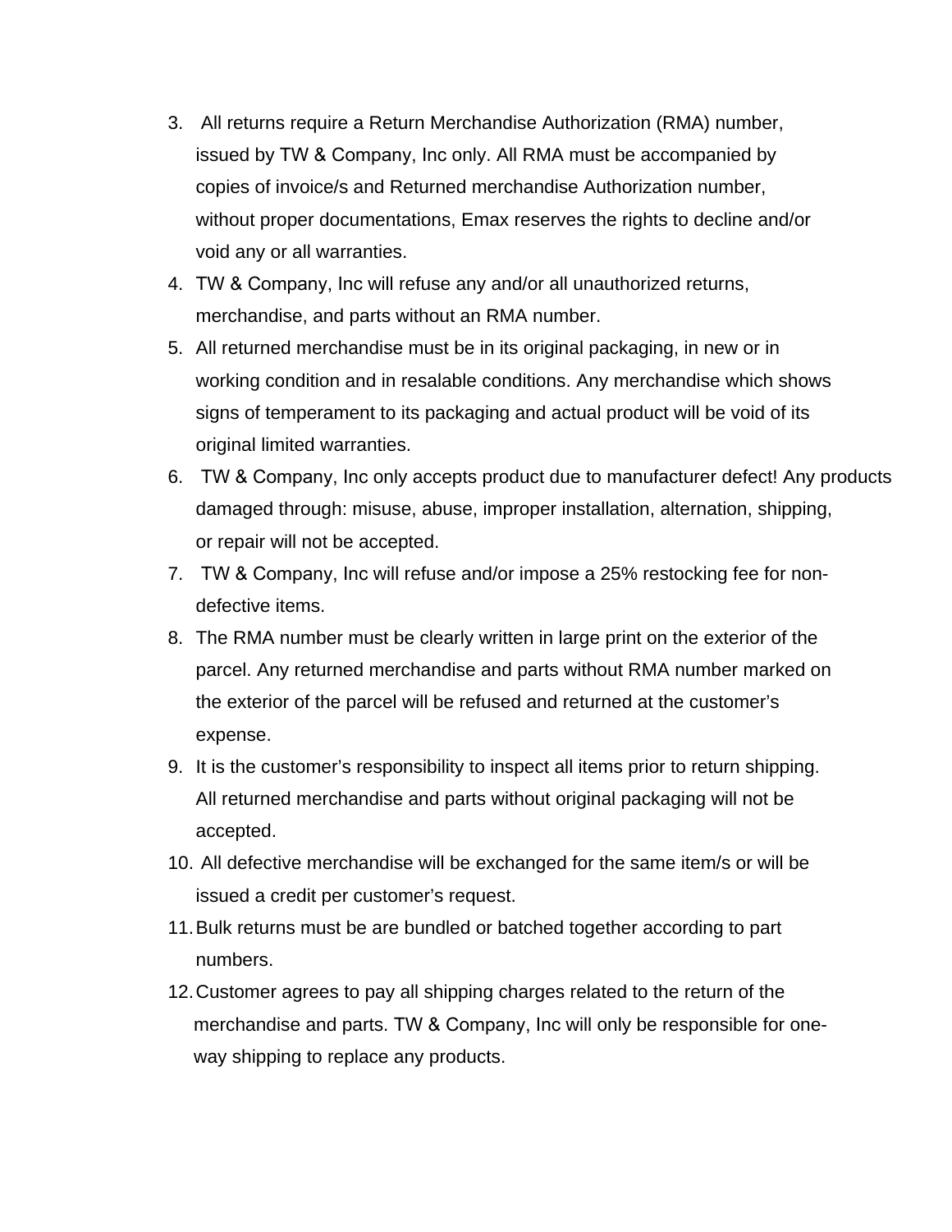3. All returns require a Return Merchandise Authorization (RMA) number, issued by TW & Company, Inc only. All RMA must be accompanied by copies of invoice/s and Returned merchandise Authorization number, without proper documentations, Emax reserves the rights to decline and/or void any or all warranties.
4. TW & Company, Inc will refuse any and/or all unauthorized returns, merchandise, and parts without an RMA number.
5. All returned merchandise must be in its original packaging, in new or in working condition and in resalable conditions. Any merchandise which shows signs of temperament to its packaging and actual product will be void of its original limited warranties.
6. TW & Company, Inc only accepts product due to manufacturer defect! Any products damaged through: misuse, abuse, improper installation, alternation, shipping, or repair will not be accepted.
7. TW & Company, Inc will refuse and/or impose a 25% restocking fee for non-defective items.
8. The RMA number must be clearly written in large print on the exterior of the parcel. Any returned merchandise and parts without RMA number marked on the exterior of the parcel will be refused and returned at the customer's expense.
9. It is the customer's responsibility to inspect all items prior to return shipping. All returned merchandise and parts without original packaging will not be accepted.
10. All defective merchandise will be exchanged for the same item/s or will be issued a credit per customer's request.
11. Bulk returns must be are bundled or batched together according to part numbers.
12. Customer agrees to pay all shipping charges related to the return of the merchandise and parts. TW & Company, Inc will only be responsible for one-way shipping to replace any products.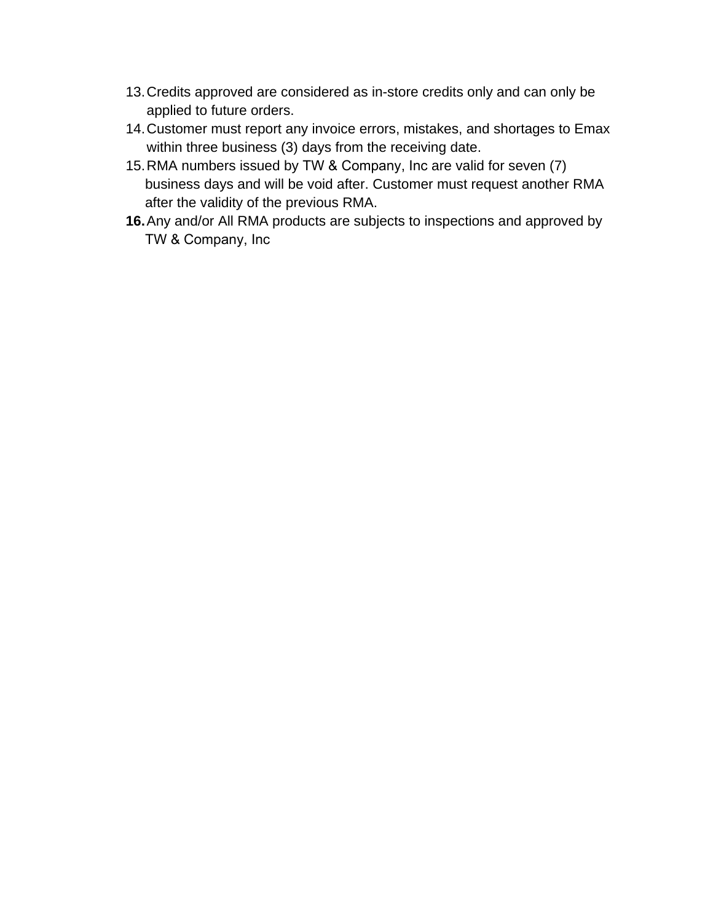13. Credits approved are considered as in-store credits only and can only be applied to future orders.
14. Customer must report any invoice errors, mistakes, and shortages to Emax within three business (3) days from the receiving date.
15. RMA numbers issued by TW & Company, Inc are valid for seven (7) business days and will be void after. Customer must request another RMA after the validity of the previous RMA.
16. Any and/or All RMA products are subjects to inspections and approved by TW & Company, Inc